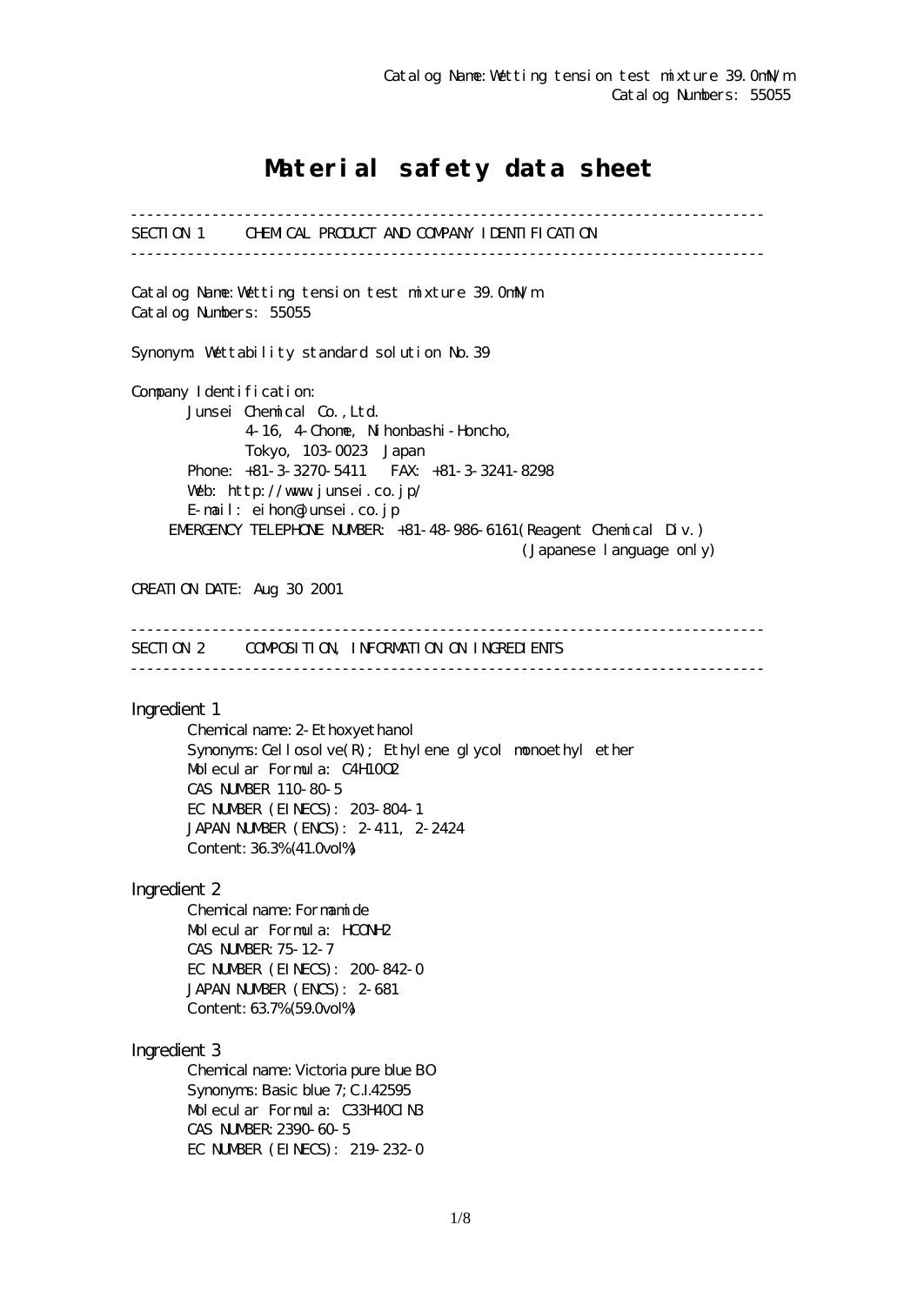Catalog Name: Wetting tension test mixture 39.0mN/m
Catalog Numbers: 55055

# Material safety data sheet

---

## SECTION 1 CHEMICAL PRODUCT AND COMPANY IDENTIFICATION

---

Catalog Name: Wetting tension test mixture 39.0mN/m
Catalog Numbers: 55055

Synonym: Wettability standard solution No.39

Company Identification:
Junsei Chemical Co.,Ltd.
4-16, 4-Chome, Nihonbashi-Honcho,
Tokyo, 103-0023 Japan
Phone: +81-3-3270-5411 FAX: +81-3-3241-8298
Web: http://www.junsei.co.jp/
E-mail: eihon@junsei.co.jp
EMERGENCY TELEPHONE NUMBER: +81-48-986-6161(Reagent Chemical Div.)
(Japanese language only)

CREATION DATE: Aug 30 2001

---

## SECTION 2 COMPOSITION, INFORMATION ON INGREDIENTS

---

Ingredient 1
Chemical name: 2-Ethoxyethanol
Synonyms: Cellosolve(R); Ethylene glycol monoethyl ether
Molecular Formula: $C_4H_{10}O_2$
CAS NUMBER 110-80-5
EC NUMBER (EINECS): 203-804-1
JAPAN NUMBER (ENCS): 2-411, 2-2424
Content: 36.3%(41.0vol%)

Ingredient 2
Chemical name: Formamide
Molecular Formula: $HCONH_2$
CAS NUMBER: 75-12-7
EC NUMBER (EINECS): 200-842-0
JAPAN NUMBER (ENCS): 2-681
Content: 63.7%(59.0vol%)

Ingredient 3
Chemical name: Victoria pure blue BO
Synonyms: Basic blue 7; C.I.42595
Molecular Formula: $C_{33}H_{40}ClN_3$
CAS NUMBER: 2390-60-5
EC NUMBER (EINECS): 219-232-0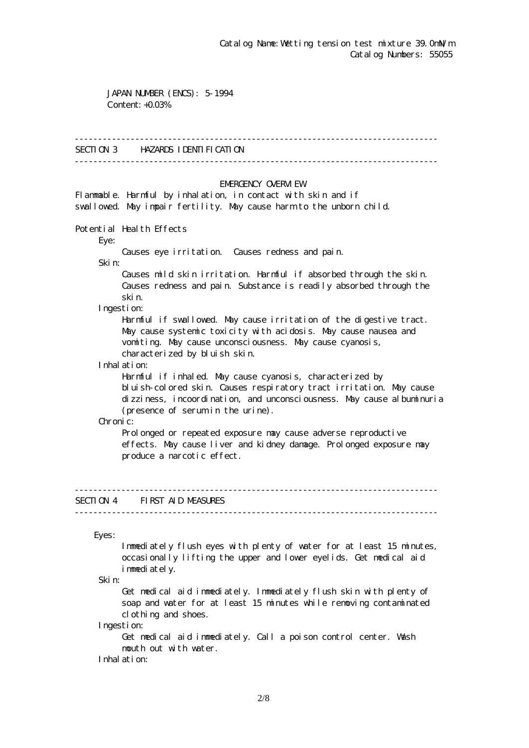Catalog Name: Wetting tension test mixture 39.0mN/m
Catalog Numbers: 55055

JAPAN NUMBER (ENCS): 5-1994
Content: +0.03%

---

## SECTION 3 HAZARDS IDENTIFICATION

---

### EMERGENCY OVERVIEW

Flammable. Harmful by inhalation, in contact with skin and if swallowed. May impair fertility. May cause harm to the unborn child.

**Potential Health Effects**

Eye:
: Causes eye irritation. Causes redness and pain.

Skin:
: Causes mild skin irritation. Harmful if absorbed through the skin. Causes redness and pain. Substance is readily absorbed through the skin.

Ingestion:
: Harmful if swallowed. May cause irritation of the digestive tract. May cause systemic toxicity with acidosis. May cause nausea and vomiting. May cause unconsciousness. May cause cyanosis, characterized by bluish skin.

Inhalation:
: Harmful if inhaled. May cause cyanosis, characterized by bluish-colored skin. Causes respiratory tract irritation. May cause dizziness, incoordination, and unconsciousness. May cause albuminuria (presence of serum in the urine).

Chronic:
: Prolonged or repeated exposure may cause adverse reproductive effects. May cause liver and kidney damage. Prolonged exposure may produce a narcotic effect.

---

## SECTION 4 FIRST AID MEASURES

---

Eyes:
: Immediately flush eyes with plenty of water for at least 15 minutes, occasionally lifting the upper and lower eyelids. Get medical aid immediately.

Skin:
: Get medical aid immediately. Immediately flush skin with plenty of soap and water for at least 15 minutes while removing contaminated clothing and shoes.

Ingestion:
: Get medical aid immediately. Call a poison control center. Wash mouth out with water.

Inhalation: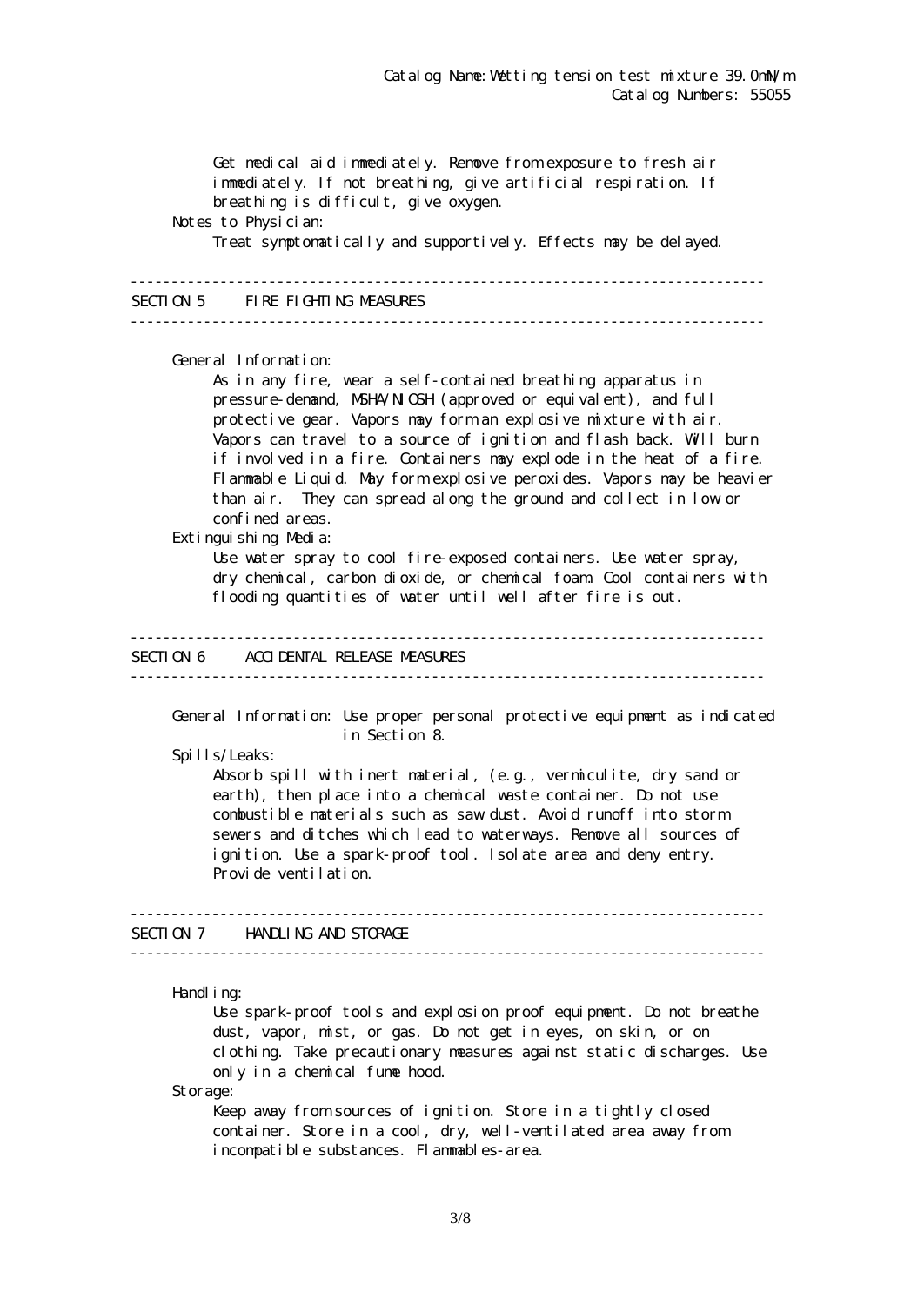Get medical aid immediately. Remove from exposure to fresh air immediately. If not breathing, give artificial respiration. If breathing is difficult, give oxygen.

Notes to Physician:

Treat symptomatically and supportively. Effects may be delayed.

---

## SECTION 5 FIRE FIGHTING MEASURES

---

General Information:

As in any fire, wear a self-contained breathing apparatus in pressure-demand, MSHA/NIOSH (approved or equivalent), and full protective gear. Vapors may form an explosive mixture with air. Vapors can travel to a source of ignition and flash back. Will burn if involved in a fire. Containers may explode in the heat of a fire. Flammable Liquid. May form explosive peroxides. Vapors may be heavier than air. They can spread along the ground and collect in low or confined areas.

Extinguishing Media:

Use water spray to cool fire-exposed containers. Use water spray, dry chemical, carbon dioxide, or chemical foam. Cool containers with flooding quantities of water until well after fire is out.

---

## SECTION 6 ACCIDENTAL RELEASE MEASURES

---

General Information: Use proper personal protective equipment as indicated in Section 8.

Spills/Leaks:

Absorb spill with inert material, (e.g., vermiculite, dry sand or earth), then place into a chemical waste container. Do not use combustible materials such as saw dust. Avoid runoff into storm sewers and ditches which lead to waterways. Remove all sources of ignition. Use a spark-proof tool. Isolate area and deny entry. Provide ventilation.

---

## SECTION 7 HANDLING AND STORAGE

---

Handling:

Use spark-proof tools and explosion proof equipment. Do not breathe dust, vapor, mist, or gas. Do not get in eyes, on skin, or on clothing. Take precautionary measures against static discharges. Use only in a chemical fume hood.

Storage:

Keep away from sources of ignition. Store in a tightly closed container. Store in a cool, dry, well-ventilated area away from incompatible substances. Flammables-area.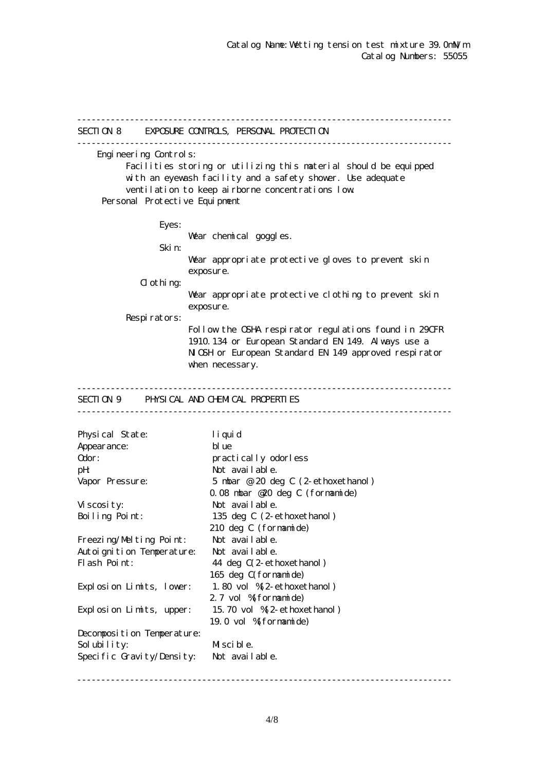## SECTION 8 EXPOSURE CONTROLS, PERSONAL PROTECTION

Engineering Controls:

Facilities storing or utilizing this material should be equipped with an eyewash facility and a safety shower. Use adequate ventilation to keep airborne concentrations low.

Personal Protective Equipment

Eyes:

Wear chemical goggles.

Skin:

Wear appropriate protective gloves to prevent skin exposure.

Clothing:

Wear appropriate protective clothing to prevent skin exposure.

Respirators:

Follow the OSHA respirator regulations found in 29CFR 1910.134 or European Standard EN 149. Always use a NIOSH or European Standard EN 149 approved respirator when necessary.

## SECTION 9 PHYSICAL AND CHEMICAL PROPERTIES

| | |
|---|---|
| Physical State: | liquid |
| Appearance: | blue |
| Odor: | practically odorless |
| pH: | Not available. |
| Vapor Pressure: | 5 mbar @ 20 deg C (2-ethoxethanol)<br>0.08 mbar @20 deg C (formamide) |
| Viscosity: | Not available. |
| Boiling Point: | 135 deg C (2-ethoxethanol)<br>210 deg C (formamide) |
| Freezing/Melting Point: | Not available. |
| Autoignition Temperature: | Not available. |
| Flash Point: | 44 deg C(2-ethoxethanol)<br>165 deg C(formamide) |
| Explosion Limits, lower: | 1.80 vol %(2-ethoxethanol)<br>2.7 vol %(formamide) |
| Explosion Limits, upper: | 15.70 vol %(2-ethoxethanol)<br>19.0 vol %(formamide) |
| Decomposition Temperature: | |
| Solubility: | Miscible. |
| Specific Gravity/Density: | Not available. |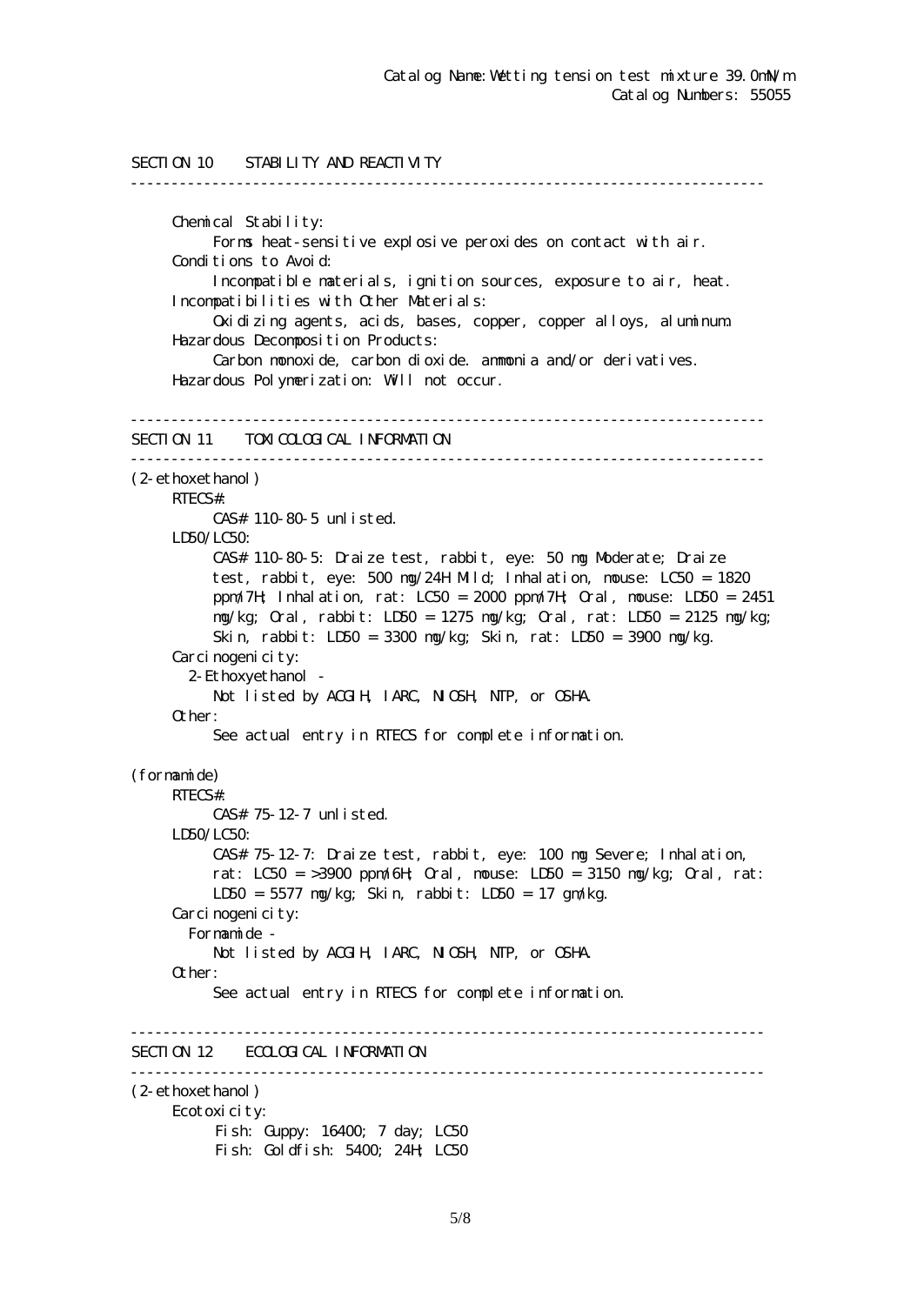Catalog Name: Wetting tension test mixture 39.0mN/m
Catalog Numbers: 55055

## SECTION 10 STABILITY AND REACTIVITY

**Chemical Stability:**
Forms heat-sensitive explosive peroxides on contact with air.

**Conditions to Avoid:**
Incompatible materials, ignition sources, exposure to air, heat.

**Incompatibilities with Other Materials:**
Oxidizing agents, acids, bases, copper, copper alloys, aluminum.

**Hazardous Decomposition Products:**
Carbon monoxide, carbon dioxide. ammonia and/or derivatives.

**Hazardous Polymerization:** Will not occur.

## SECTION 11 TOXICOLOGICAL INFORMATION

### (2-ethoxethanol)

**RTECS#:**
CAS# 110-80-5 unlisted.

**LD50/LC50:**
CAS# 110-80-5: Draize test, rabbit, eye: 50 mg Moderate; Draize test, rabbit, eye: 500 mg/24H Mild; Inhalation, mouse: LC50 = 1820 ppm/7H; Inhalation, rat: LC50 = 2000 ppm/7H; Oral, mouse: LD50 = 2451 mg/kg; Oral, rabbit: LD50 = 1275 mg/kg; Oral, rat: LD50 = 2125 mg/kg; Skin, rabbit: LD50 = 3300 mg/kg; Skin, rat: LD50 = 3900 mg/kg.

**Carcinogenicity:**
2-Ethoxyethanol -
Not listed by ACGIH, IARC, NIOSH, NTP, or OSHA.

**Other:**
See actual entry in RTECS for complete information.

### (formamide)

**RTECS#:**
CAS# 75-12-7 unlisted.

**LD50/LC50:**
CAS# 75-12-7: Draize test, rabbit, eye: 100 mg Severe; Inhalation, rat: LC50 = >3900 ppm/6H; Oral, mouse: LD50 = 3150 mg/kg; Oral, rat: LD50 = 5577 mg/kg; Skin, rabbit: LD50 = 17 gm/kg.

**Carcinogenicity:**
Formamide -
Not listed by ACGIH, IARC, NIOSH, NTP, or OSHA.

**Other:**
See actual entry in RTECS for complete information.

## SECTION 12 ECOLOGICAL INFORMATION

### (2-ethoxethanol)

**Ecotoxicity:**
Fish: Guppy: 16400; 7 day; LC50
Fish: Goldfish: 5400; 24H; LC50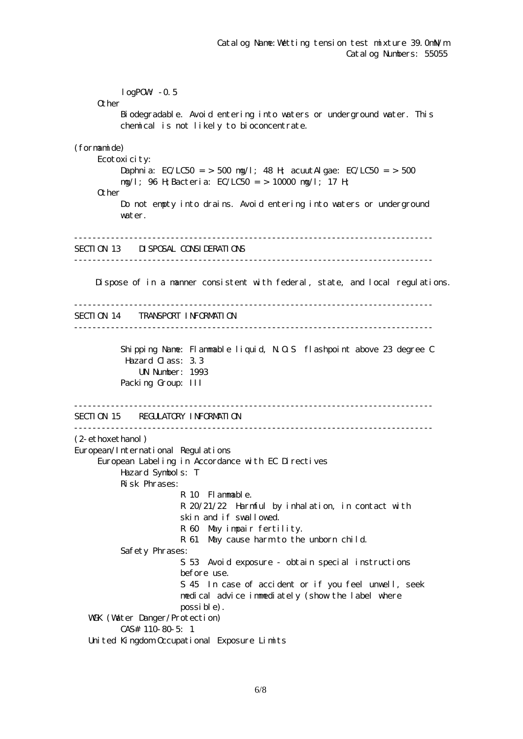logPOW: -0.5

Other

Biodegradable. Avoid entering into waters or underground water. This chemical is not likely to bioconcentrate.

(formamide)

Ecotoxicity:

Daphnia: EC/LC50 = > 500 mg/l; 48 H; acuutAlgae: EC/LC50 = > 500 mg/l; 96 H;Bacteria: EC/LC50 = > 10000 mg/l; 17 H;

Other

Do not empty into drains. Avoid entering into waters or underground water.

---

## SECTION 13 DISPOSAL CONSIDERATIONS

---

Dispose of in a manner consistent with federal, state, and local regulations.

---

## SECTION 14 TRANSPORT INFORMATION

---

Shipping Name: Flammable liquid, N.O.S flashpoint above 23 degree C
Hazard Class: 3.3
UN Number: 1993
Packing Group: III

---

## SECTION 15 REGULATORY INFORMATION

---

(2-ethoxethanol)

European/International Regulations

European Labeling in Accordance with EC Directives

Hazard Symbols: T

Risk Phrases:

R 10 Flammable.

R 20/21/22 Harmful by inhalation, in contact with skin and if swallowed.

R 60 May impair fertility.

R 61 May cause harm to the unborn child.

Safety Phrases:

S 53 Avoid exposure - obtain special instructions before use.

S 45 In case of accident or if you feel unwell, seek medical advice immediately (show the label where possible).

WGK (Water Danger/Protection)

CAS# 110-80-5: 1

United Kingdom Occupational Exposure Limits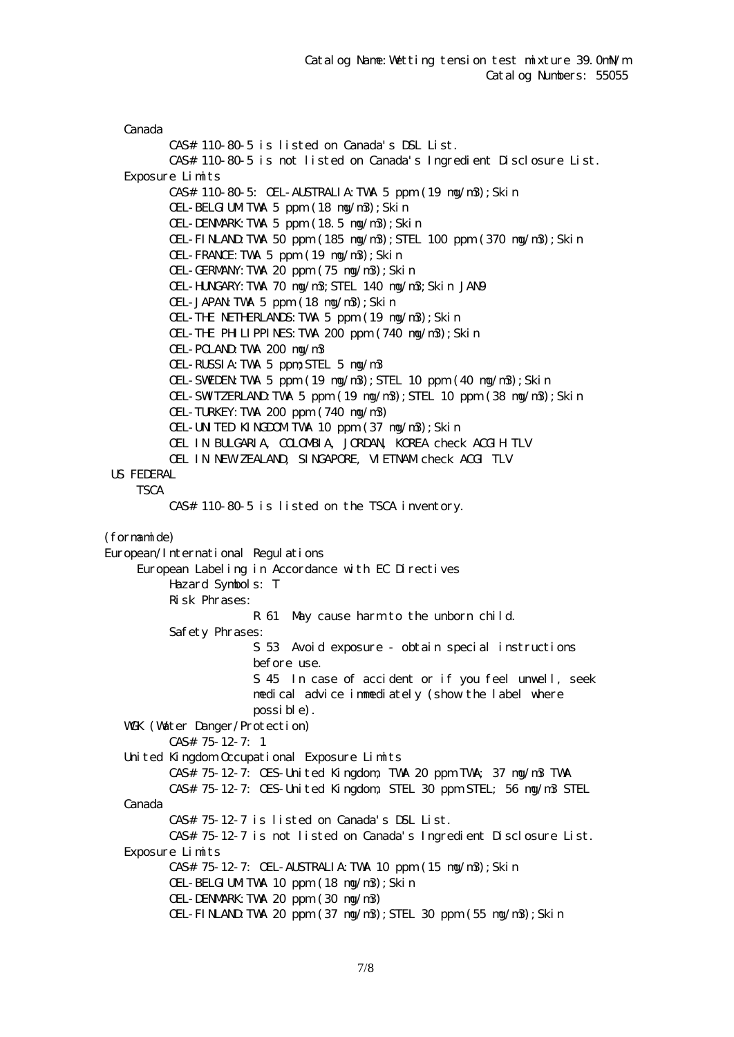Canada

CAS# 110-80-5 is listed on Canada's DSL List.
CAS# 110-80-5 is not listed on Canada's Ingredient Disclosure List.

Exposure Limits

CAS# 110-80-5: OEL-AUSTRALIA:TWA 5 ppm (19 mg/m3);Skin
OEL-BELGIUM:TWA 5 ppm (18 mg/m3);Skin
OEL-DENMARK:TWA 5 ppm (18.5 mg/m3);Skin
OEL-FINLAND:TWA 50 ppm (185 mg/m3);STEL 100 ppm (370 mg/m3);Skin
OEL-FRANCE:TWA 5 ppm (19 mg/m3);Skin
OEL-GERMANY:TWA 20 ppm (75 mg/m3);Skin
OEL-HUNGARY:TWA 70 mg/m3;STEL 140 mg/m3;Skin JAN9
OEL-JAPAN:TWA 5 ppm (18 mg/m3);Skin
OEL-THE NETHERLANDS:TWA 5 ppm (19 mg/m3);Skin
OEL-THE PHILIPPINES:TWA 200 ppm (740 mg/m3);Skin
OEL-POLAND:TWA 200 mg/m3
OEL-RUSSIA:TWA 5 ppm;STEL 5 mg/m3
OEL-SWEDEN:TWA 5 ppm (19 mg/m3);STEL 10 ppm (40 mg/m3);Skin
OEL-SWITZERLAND:TWA 5 ppm (19 mg/m3);STEL 10 ppm (38 mg/m3);Skin
OEL-TURKEY:TWA 200 ppm (740 mg/m3)
OEL-UNITED KINGDOM:TWA 10 ppm (37 mg/m3);Skin
OEL IN BULGARIA, COLOMBIA, JORDAN, KOREA check ACGIH TLV
OEL IN NEW ZEALAND, SINGAPORE, VIETNAM check ACGI TLV

US FEDERAL

TSCA

CAS# 110-80-5 is listed on the TSCA inventory.

(formamide)

European/International Regulations

European Labeling in Accordance with EC Directives

Hazard Symbols: T

Risk Phrases:

R 61 May cause harm to the unborn child.

Safety Phrases:

S 53 Avoid exposure - obtain special instructions before use.
S 45 In case of accident or if you feel unwell, seek medical advice immediately (show the label where possible).

WGK (Water Danger/Protection)

CAS# 75-12-7: 1

United Kingdom Occupational Exposure Limits

CAS# 75-12-7: OES-United Kingdom, TWA 20 ppm TWA; 37 mg/m3 TWA
CAS# 75-12-7: OES-United Kingdom, STEL 30 ppm STEL; 56 mg/m3 STEL

Canada

CAS# 75-12-7 is listed on Canada's DSL List.
CAS# 75-12-7 is not listed on Canada's Ingredient Disclosure List.

Exposure Limits

CAS# 75-12-7: OEL-AUSTRALIA:TWA 10 ppm (15 mg/m3);Skin
OEL-BELGIUM:TWA 10 ppm (18 mg/m3);Skin
OEL-DENMARK:TWA 20 ppm (30 mg/m3)
OEL-FINLAND:TWA 20 ppm (37 mg/m3);STEL 30 ppm (55 mg/m3);Skin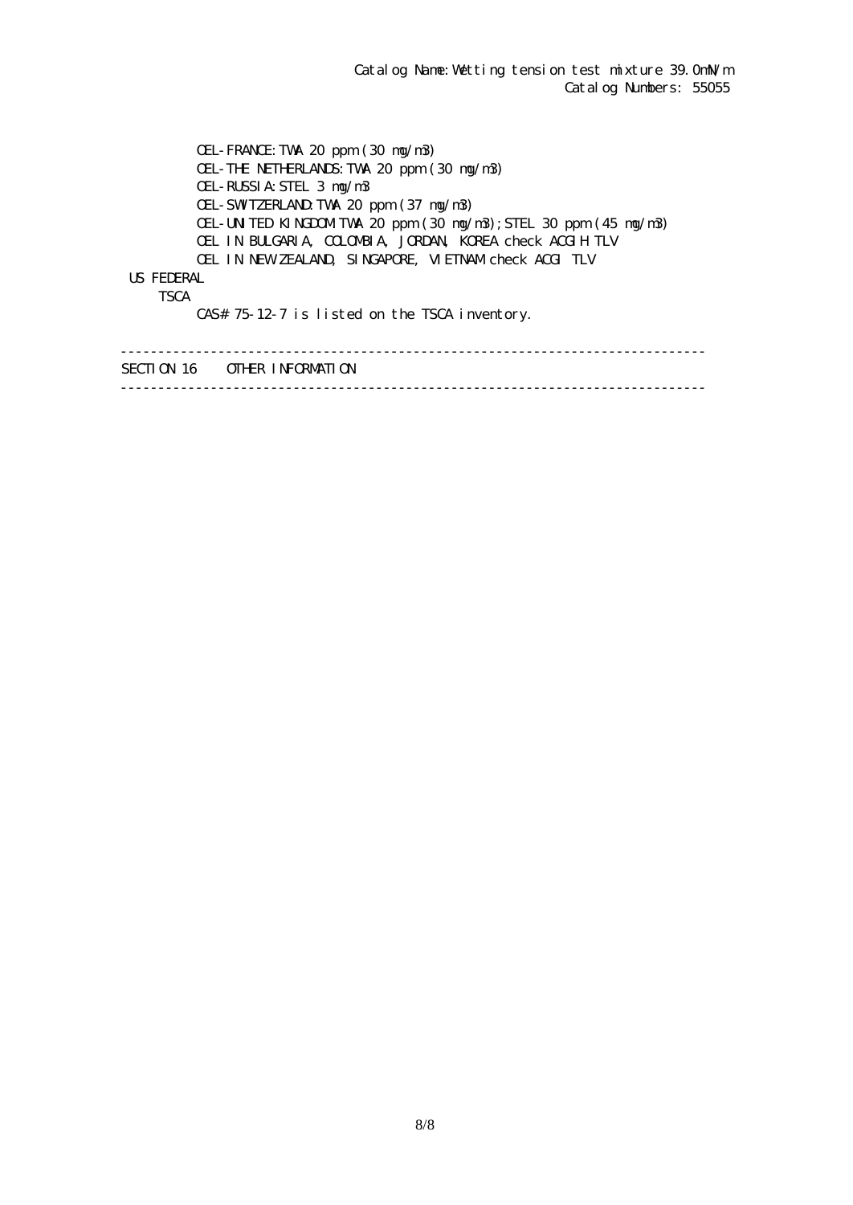OEL-FRANCE:TWA 20 ppm (30 mg/m3)
OEL-THE NETHERLANDS:TWA 20 ppm (30 mg/m3)
OEL-RUSSIA:STEL 3 mg/m3
OEL-SWITZERLAND:TWA 20 ppm (37 mg/m3)
OEL-UNITED KINGDOM:TWA 20 ppm (30 mg/m3);STEL 30 ppm (45 mg/m3)
OEL IN BULGARIA, COLOMBIA, JORDAN, KOREA check ACGIH TLV
OEL IN NEW ZEALAND, SINGAPORE, VIETNAM check ACGI TLV

US FEDERAL

TSCA

CAS# 75-12-7 is listed on the TSCA inventory.

---

## SECTION 16 OTHER INFORMATION

---